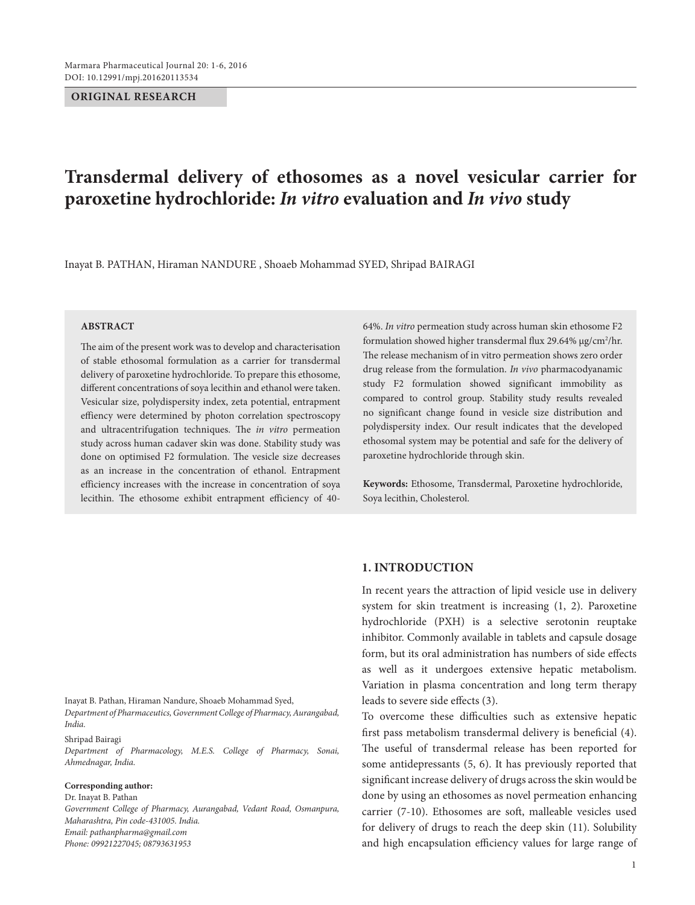**ORIGINAL RESEARCH**

# Transdermal delivery of ethosomes as a novel vesicular carrier for paroxetine hydrochloride: *In vitro* evaluation and *In vivo* study

Inayat B. PATHAN, Hiraman NANDURE , Shoaeb Mohammad SYED, Shripad BAIRAGI

## ABSTRACT

The aim of the present work was to develop and characterisation of stable ethosomal formulation as a carrier for transdermal delivery of paroxetine hydrochloride. To prepare this ethosome, different concentrations of soya lecithin and ethanol were taken. Vesicular size, polydispersity index, zeta potential, entrapment effiency were determined by photon correlation spectroscopy and ultracentrifugation techniques. The *in vitro* permeation study across human cadaver skin was done. Stability study was done on optimised F2 formulation. The vesicle size decreases as an increase in the concentration of ethanol. Entrapment efficiency increases with the increase in concentration of soya lecithin. The ethosome exhibit entrapment efficiency of 40-64%. *In vitro* permeation study across human skin ethosome F2 formulation showed higher transdermal flux 29.64% µg/cm²/hr. The release mechanism of in vitro permeation shows zero order drug release from the formulation. *In vivo* pharmacodyanamic study F2 formulation showed significant immobility as compared to control group. Stability study results revealed no significant change found in vesicle size distribution and polydispersity index. Our result indicates that the developed ethosomal system may be potential and safe for the delivery of paroxetine hydrochloride through skin.

**Keywords:** Ethosome, Transdermal, Paroxetine hydrochloride, Soya lecithin, Cholesterol.

Inayat B. Pathan, Hiraman Nandure, Shoaeb Mohammad Syed,
*Department of Pharmaceutics, Government College of Pharmacy, Aurangabad, India.*

Shripad Bairagi
*Department of Pharmacology, M.E.S. College of Pharmacy, Sonai, Ahmednagar, India.*

**Corresponding author:**
Dr. Inayat B. Pathan
*Government College of Pharmacy, Aurangabad, Vedant Road, Osmanpura, Maharashtra, Pin code-431005. India.*
*Email: pathanpharma@gmail.com*
*Phone: 09921227045; 08793631953*

## 1. INTRODUCTION

In recent years the attraction of lipid vesicle use in delivery system for skin treatment is increasing (1, 2). Paroxetine hydrochloride (PXH) is a selective serotonin reuptake inhibitor. Commonly available in tablets and capsule dosage form, but its oral administration has numbers of side effects as well as it undergoes extensive hepatic metabolism. Variation in plasma concentration and long term therapy leads to severe side effects (3).

To overcome these difficulties such as extensive hepatic first pass metabolism transdermal delivery is beneficial (4). The useful of transdermal release has been reported for some antidepressants (5, 6). It has previously reported that significant increase delivery of drugs across the skin would be done by using an ethosomes as novel permeation enhancing carrier (7-10). Ethosomes are soft, malleable vesicles used for delivery of drugs to reach the deep skin (11). Solubility and high encapsulation efficiency values for large range of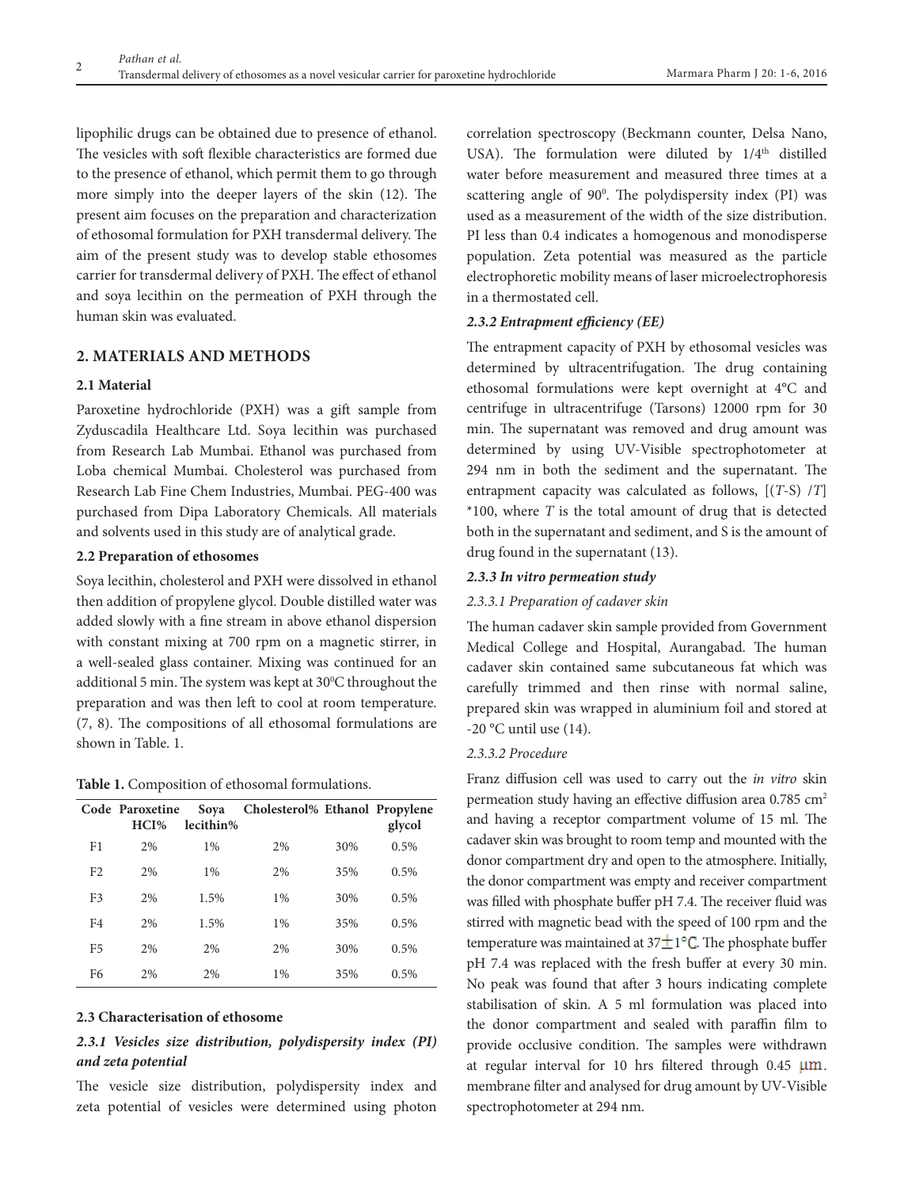lipophilic drugs can be obtained due to presence of ethanol. The vesicles with soft flexible characteristics are formed due to the presence of ethanol, which permit them to go through more simply into the deeper layers of the skin (12). The present aim focuses on the preparation and characterization of ethosomal formulation for PXH transdermal delivery. The aim of the present study was to develop stable ethosomes carrier for transdermal delivery of PXH. The effect of ethanol and soya lecithin on the permeation of PXH through the human skin was evaluated.

## 2. MATERIALS AND METHODS

### 2.1 Material

Paroxetine hydrochloride (PXH) was a gift sample from Zyduscadila Healthcare Ltd. Soya lecithin was purchased from Research Lab Mumbai. Ethanol was purchased from Loba chemical Mumbai. Cholesterol was purchased from Research Lab Fine Chem Industries, Mumbai. PEG-400 was purchased from Dipa Laboratory Chemicals. All materials and solvents used in this study are of analytical grade.

### 2.2 Preparation of ethosomes

Soya lecithin, cholesterol and PXH were dissolved in ethanol then addition of propylene glycol. Double distilled water was added slowly with a fine stream in above ethanol dispersion with constant mixing at 700 rpm on a magnetic stirrer, in a well-sealed glass container. Mixing was continued for an additional 5 min. The system was kept at 30$^0$C throughout the preparation and was then left to cool at room temperature. (7, 8). The compositions of all ethosomal formulations are shown in Table. 1.

**Table 1.** Composition of ethosomal formulations.

| Code | Paroxetine HCI% | Soya lecithin% | Cholesterol% | Ethanol | Propylene glycol |
|---|---|---|---|---|---|
| F1 | 2% | 1% | 2% | 30% | 0.5% |
| F2 | 2% | 1% | 2% | 35% | 0.5% |
| F3 | 2% | 1.5% | 1% | 30% | 0.5% |
| F4 | 2% | 1.5% | 1% | 35% | 0.5% |
| F5 | 2% | 2% | 2% | 30% | 0.5% |
| F6 | 2% | 2% | 1% | 35% | 0.5% |

### 2.3 Characterisation of ethosome

#### *2.3.1 Vesicles size distribution, polydispersity index (PI) and zeta potential*

The vesicle size distribution, polydispersity index and zeta potential of vesicles were determined using photon correlation spectroscopy (Beckmann counter, Delsa Nano, USA). The formulation were diluted by 1/4$^{th}$ distilled water before measurement and measured three times at a scattering angle of 90$^0$. The polydispersity index (PI) was used as a measurement of the width of the size distribution. PI less than 0.4 indicates a homogenous and monodisperse population. Zeta potential was measured as the particle electrophoretic mobility means of laser microelectrophoresis in a thermostated cell.

#### *2.3.2 Entrapment efficiency (EE)*

The entrapment capacity of PXH by ethosomal vesicles was determined by ultracentrifugation. The drug containing ethosomal formulations were kept overnight at 4°C and centrifuge in ultracentrifuge (Tarsons) 12000 rpm for 30 min. The supernatant was removed and drug amount was determined by using UV-Visible spectrophotometer at 294 nm in both the sediment and the supernatant. The entrapment capacity was calculated as follows, $[(T\text{-S}) / T] * 100$, where $T$ is the total amount of drug that is detected both in the supernatant and sediment, and S is the amount of drug found in the supernatant (13).

#### *2.3.3 In vitro permeation study*

*2.3.3.1 Preparation of cadaver skin*

The human cadaver skin sample provided from Government Medical College and Hospital, Aurangabad. The human cadaver skin contained same subcutaneous fat which was carefully trimmed and then rinse with normal saline, prepared skin was wrapped in aluminium foil and stored at -20 °C until use (14).

*2.3.3.2 Procedure*

Franz diffusion cell was used to carry out the *in vitro* skin permeation study having an effective diffusion area 0.785 cm$^2$ and having a receptor compartment volume of 15 ml. The cadaver skin was brought to room temp and mounted with the donor compartment dry and open to the atmosphere. Initially, the donor compartment was empty and receiver compartment was filled with phosphate buffer pH 7.4. The receiver fluid was stirred with magnetic bead with the speed of 100 rpm and the temperature was maintained at $37\pm1$°C. The phosphate buffer pH 7.4 was replaced with the fresh buffer at every 30 min. No peak was found that after 3 hours indicating complete stabilisation of skin. A 5 ml formulation was placed into the donor compartment and sealed with paraffin film to provide occlusive condition. The samples were withdrawn at regular interval for 10 hrs filtered through 0.45 μm. membrane filter and analysed for drug amount by UV-Visible spectrophotometer at 294 nm.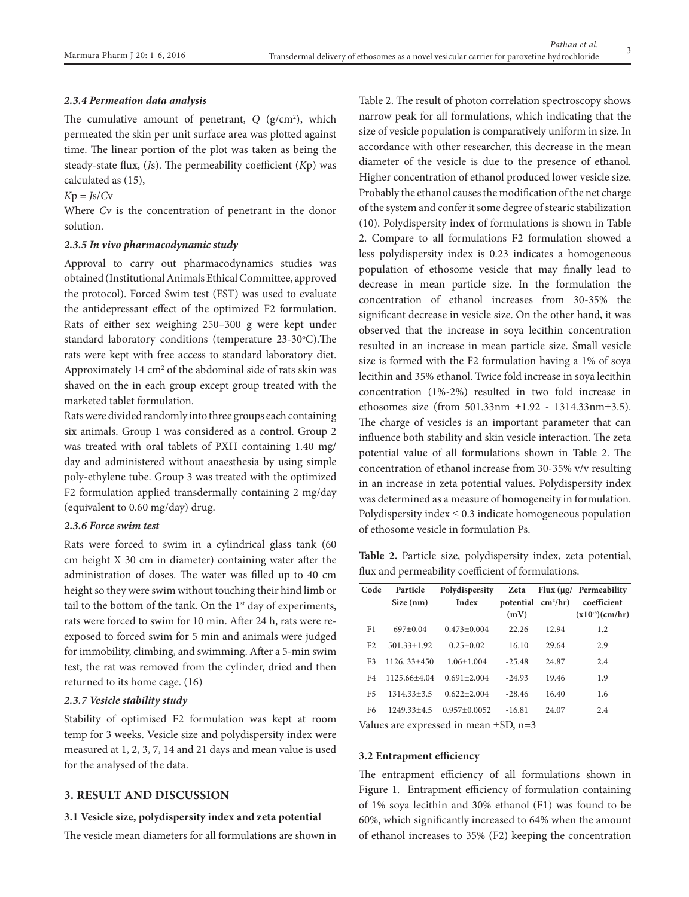### *2.3.4 Permeation data analysis*

The cumulative amount of penetrant, $Q$ ($g/cm^2$), which permeated the skin per unit surface area was plotted against time. The linear portion of the plot was taken as being the steady-state flux, ($J_s$). The permeability coefficient ($K_p$) was calculated as (15),

$K_p = J_s/C_v$

Where $C_v$ is the concentration of penetrant in the donor solution.

### *2.3.5 In vivo pharmacodynamic study*

Approval to carry out pharmacodynamics studies was obtained (Institutional Animals Ethical Committee, approved the protocol). Forced Swim test (FST) was used to evaluate the antidepressant effect of the optimized F2 formulation. Rats of either sex weighing 250–300 g were kept under standard laboratory conditions (temperature 23-30°C).The rats were kept with free access to standard laboratory diet. Approximately 14 $cm^2$ of the abdominal side of rats skin was shaved on the in each group except group treated with the marketed tablet formulation.

Rats were divided randomly into three groups each containing six animals. Group 1 was considered as a control. Group 2 was treated with oral tablets of PXH containing 1.40 mg/day and administered without anaesthesia by using simple poly-ethylene tube. Group 3 was treated with the optimized F2 formulation applied transdermally containing 2 mg/day (equivalent to 0.60 mg/day) drug.

### *2.3.6 Force swim test*

Rats were forced to swim in a cylindrical glass tank (60 cm height X 30 cm in diameter) containing water after the administration of doses. The water was filled up to 40 cm height so they were swim without touching their hind limb or tail to the bottom of the tank. On the 1st day of experiments, rats were forced to swim for 10 min. After 24 h, rats were re-exposed to forced swim for 5 min and animals were judged for immobility, climbing, and swimming. After a 5-min swim test, the rat was removed from the cylinder, dried and then returned to its home cage. (16)

### *2.3.7 Vesicle stability study*

Stability of optimised F2 formulation was kept at room temp for 3 weeks. Vesicle size and polydispersity index were measured at 1, 2, 3, 7, 14 and 21 days and mean value is used for the analysed of the data.

## 3. RESULT AND DISCUSSION

### 3.1 Vesicle size, polydispersity index and zeta potential

The vesicle mean diameters for all formulations are shown in Table 2. The result of photon correlation spectroscopy shows narrow peak for all formulations, which indicating that the size of vesicle population is comparatively uniform in size. In accordance with other researcher, this decrease in the mean diameter of the vesicle is due to the presence of ethanol. Higher concentration of ethanol produced lower vesicle size. Probably the ethanol causes the modification of the net charge of the system and confer it some degree of stearic stabilization (10). Polydispersity index of formulations is shown in Table 2. Compare to all formulations F2 formulation showed a less polydispersity index is 0.23 indicates a homogeneous population of ethosome vesicle that may finally lead to decrease in mean particle size. In the formulation the concentration of ethanol increases from 30-35% the significant decrease in vesicle size. On the other hand, it was observed that the increase in soya lecithin concentration resulted in an increase in mean particle size. Small vesicle size is formed with the F2 formulation having a 1% of soya lecithin and 35% ethanol. Twice fold increase in soya lecithin concentration (1%-2%) resulted in two fold increase in ethosomes size (from 501.33nm ±1.92 - 1314.33nm±3.5). The charge of vesicles is an important parameter that can influence both stability and skin vesicle interaction. The zeta potential value of all formulations shown in Table 2. The concentration of ethanol increase from 30-35% v/v resulting in an increase in zeta potential values. Polydispersity index was determined as a measure of homogeneity in formulation. Polydispersity index ≤ 0.3 indicate homogeneous population of ethosome vesicle in formulation Ps.

**Table 2.** Particle size, polydispersity index, zeta potential, flux and permeability coefficient of formulations.

| Code | Particle Size (nm) | Polydispersity Index | Zeta potential (mV) | Flux ($\mu g/cm^2/hr$) | Permeability coefficient ($x10^{-3}$)(cm/hr) |
|---|---|---|---|---|---|
| F1 | 697±0.04 | 0.473±0.004 | -22.26 | 12.94 | 1.2 |
| F2 | 501.33±1.92 | 0.25±0.02 | -16.10 | 29.64 | 2.9 |
| F3 | 1126. 33±450 | 1.06±1.004 | -25.48 | 24.87 | 2.4 |
| F4 | 1125.66±4.04 | 0.691±2.004 | -24.93 | 19.46 | 1.9 |
| F5 | 1314.33±3.5 | 0.622±2.004 | -28.46 | 16.40 | 1.6 |
| F6 | 1249.33±4.5 | 0.957±0.0052 | -16.81 | 24.07 | 2.4 |

Values are expressed in mean ±SD, n=3

### 3.2 Entrapment efficiency

The entrapment efficiency of all formulations shown in Figure 1. Entrapment efficiency of formulation containing of 1% soya lecithin and 30% ethanol (F1) was found to be 60%, which significantly increased to 64% when the amount of ethanol increases to 35% (F2) keeping the concentration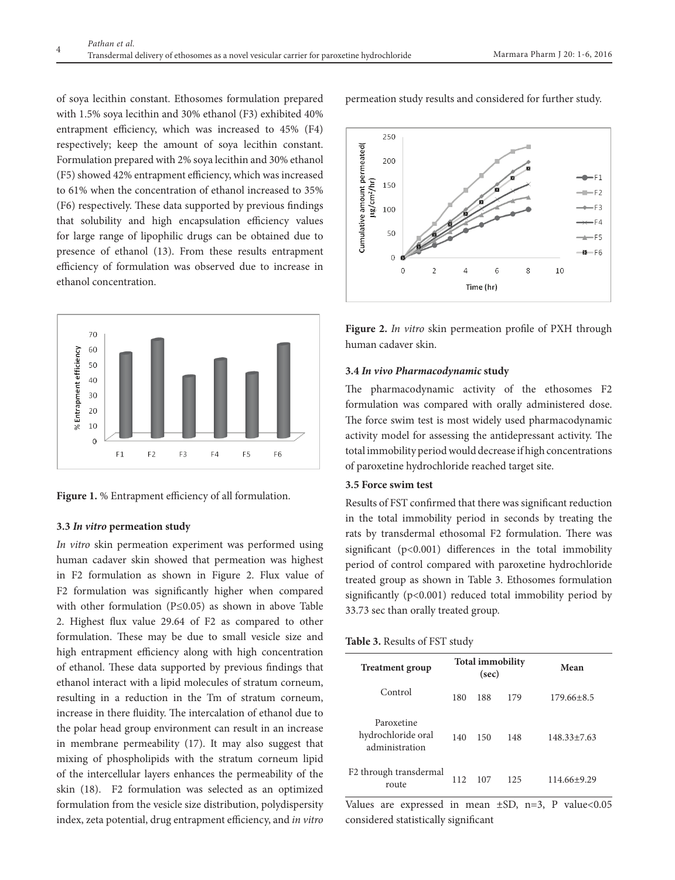of soya lecithin constant. Ethosomes formulation prepared with 1.5% soya lecithin and 30% ethanol (F3) exhibited 40% entrapment efficiency, which was increased to 45% (F4) respectively; keep the amount of soya lecithin constant. Formulation prepared with 2% soya lecithin and 30% ethanol (F5) showed 42% entrapment efficiency, which was increased to 61% when the concentration of ethanol increased to 35% (F6) respectively. These data supported by previous findings that solubility and high encapsulation efficiency values for large range of lipophilic drugs can be obtained due to presence of ethanol (13). From these results entrapment efficiency of formulation was observed due to increase in ethanol concentration.

**Figure 1.** % Entrapment efficiency of all formulation.

### 3.3 *In vitro* permeation study

*In vitro* skin permeation experiment was performed using human cadaver skin showed that permeation was highest in F2 formulation as shown in Figure 2. Flux value of F2 formulation was significantly higher when compared with other formulation ($P \leq 0.05$) as shown in above Table 2. Highest flux value 29.64 of F2 as compared to other formulation. These may be due to small vesicle size and high entrapment efficiency along with high concentration of ethanol. These data supported by previous findings that ethanol interact with a lipid molecules of stratum corneum, resulting in a reduction in the Tm of stratum corneum, increase in there fluidity. The intercalation of ethanol due to the polar head group environment can result in an increase in membrane permeability (17). It may also suggest that mixing of phospholipids with the stratum corneum lipid of the intercellular layers enhances the permeability of the skin (18). F2 formulation was selected as an optimized formulation from the vesicle size distribution, polydispersity index, zeta potential, drug entrapment efficiency, and *in vitro* permeation study results and considered for further study.

**Figure 2.** *In vitro* skin permeation profile of PXH through human cadaver skin.

### 3.4 *In vivo Pharmacodynamic* study

The pharmacodynamic activity of the ethosomes F2 formulation was compared with orally administered dose. The force swim test is most widely used pharmacodynamic activity model for assessing the antidepressant activity. The total immobility period would decrease if high concentrations of paroxetine hydrochloride reached target site.

### 3.5 Force swim test

Results of FST confirmed that there was significant reduction in the total immobility period in seconds by treating the rats by transdermal ethosomal F2 formulation. There was significant ($p<0.001$) differences in the total immobility period of control compared with paroxetine hydrochloride treated group as shown in Table 3. Ethosomes formulation significantly ($p<0.001$) reduced total immobility period by 33.73 sec than orally treated group.

**Table 3.** Results of FST study

| Treatment group | Total immobility (sec) | | | Mean |
|---|---|---|---|---|
| Control | 180 | 188 | 179 | 179.66±8.5 |
| Paroxetine hydrochloride oral administration | 140 | 150 | 148 | 148.33±7.63 |
| F2 through transdermal route | 112 | 107 | 125 | 114.66±9.29 |

Values are expressed in mean ±SD, n=3, P value<0.05 considered statistically significant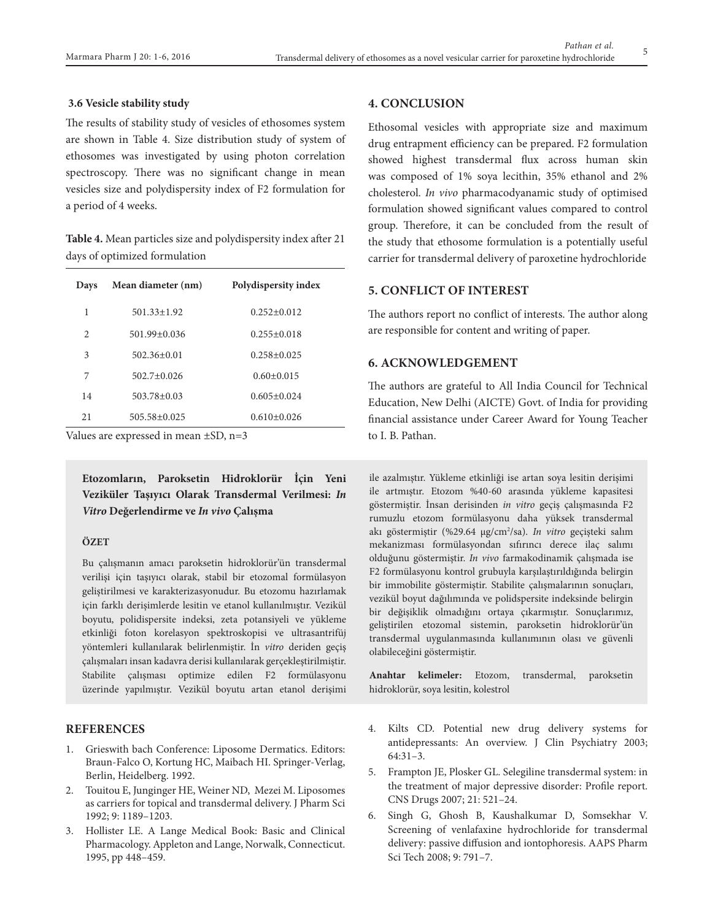### 3.6 Vesicle stability study

The results of stability study of vesicles of ethosomes system are shown in Table 4. Size distribution study of system of ethosomes was investigated by using photon correlation spectroscopy. There was no significant change in mean vesicles size and polydispersity index of F2 formulation for a period of 4 weeks.

**Table 4.** Mean particles size and polydispersity index after 21 days of optimized formulation

| Days | Mean diameter (nm) | Polydispersity index |
|---|---|---|
| 1 | 501.33±1.92 | 0.252±0.012 |
| 2 | 501.99±0.036 | 0.255±0.018 |
| 3 | 502.36±0.01 | 0.258±0.025 |
| 7 | 502.7±0.026 | 0.60±0.015 |
| 14 | 503.78±0.03 | 0.605±0.024 |
| 21 | 505.58±0.025 | 0.610±0.026 |

Values are expressed in mean ±SD, n=3

## 4. CONCLUSION

Ethosomal vesicles with appropriate size and maximum drug entrapment efficiency can be prepared. F2 formulation showed highest transdermal flux across human skin was composed of 1% soya lecithin, 35% ethanol and 2% cholesterol. *In vivo* pharmacodyanamic study of optimised formulation showed significant values compared to control group. Therefore, it can be concluded from the result of the study that ethosome formulation is a potentially useful carrier for transdermal delivery of paroxetine hydrochloride

## 5. CONFLICT OF INTEREST

The authors report no conflict of interests. The author along are responsible for content and writing of paper.

## 6. ACKNOWLEDGEMENT

The authors are grateful to All India Council for Technical Education, New Delhi (AICTE) Govt. of India for providing financial assistance under Career Award for Young Teacher to I. B. Pathan.

**Etozomların, Paroksetin Hidroklorür İçin Yeni Veziküler Taşıyıcı Olarak Transdermal Verilmesi: *In Vitro* Değerlendirme ve *In vivo* Çalışma**

**ÖZET**

Bu çalışmanın amacı paroksetin hidroklorür'ün transdermal verilişi için taşıyıcı olarak, stabil bir etozomal formülasyon geliştirilmesi ve karakterizasyonudur. Bu etozomu hazırlamak için farklı derişimlerde lesitin ve etanol kullanılmıştır. Vezikül boyutu, polidispersite indeksi, zeta potansiyeli ve yükleme etkinliği foton korelasyon spektroskopisi ve ultrasantrifüj yöntemleri kullanılarak belirlenmiştir. İn *vitro* deriden geçiş çalışmaları insan kadavra derisi kullanılarak gerçekleştirilmiştir. Stabilite çalışması optimize edilen F2 formülasyonu üzerinde yapılmıştır. Vezikül boyutu artan etanol derişimi ile azalmıştır. Yükleme etkinliği ise artan soya lesitin derişimi ile artmıştır. Etozom %40-60 arasında yükleme kapasitesi göstermiştir. İnsan derisinden *in vitro* geçiş çalışmasında F2 rumuzlu etozom formülasyonu daha yüksek transdermal akı göstermiştir (%29.64 μg/cm²/sa). *In vitro* geçişteki salım mekanizması formülasyondan sıfırıncı derece ilaç salımı olduğunu göstermiştir. *In vivo* farmakodinamik çalışmada ise F2 formülasyonu kontrol grubuyla karşılaştırıldığında belirgin bir immobilite göstermiştir. Stabilite çalışmalarının sonuçları, vezikül boyut dağılımında ve polidspersite indeksinde belirgin bir değişiklik olmadığını ortaya çıkarmıştır. Sonuçlarımız, geliştirilen etozomal sistemin, paroksetin hidroklorür'ün transdermal uygulanmasında kullanımının olası ve güvenli olabileceğini göstermiştir.

**Anahtar kelimeler:** Etozom, transdermal, paroksetin hidroklorür, soya lesitin, kolestrol

## REFERENCES

1. Grieswith bach Conference: Liposome Dermatics. Editors: Braun-Falco O, Kortung HC, Maibach HI. Springer-Verlag, Berlin, Heidelberg. 1992.
2. Touitou E, Junginger HE, Weiner ND, Mezei M. Liposomes as carriers for topical and transdermal delivery. J Pharm Sci 1992; 9: 1189–1203.
3. Hollister LE. A Lange Medical Book: Basic and Clinical Pharmacology. Appleton and Lange, Norwalk, Connecticut. 1995, pp 448–459.
4. Kilts CD. Potential new drug delivery systems for antidepressants: An overview. J Clin Psychiatry 2003; 64:31–3.
5. Frampton JE, Plosker GL. Selegiline transdermal system: in the treatment of major depressive disorder: Profile report. CNS Drugs 2007; 21: 521–24.
6. Singh G, Ghosh B, Kaushalkumar D, Somsekhar V. Screening of venlafaxine hydrochloride for transdermal delivery: passive diffusion and iontophoresis. AAPS Pharm Sci Tech 2008; 9: 791–7.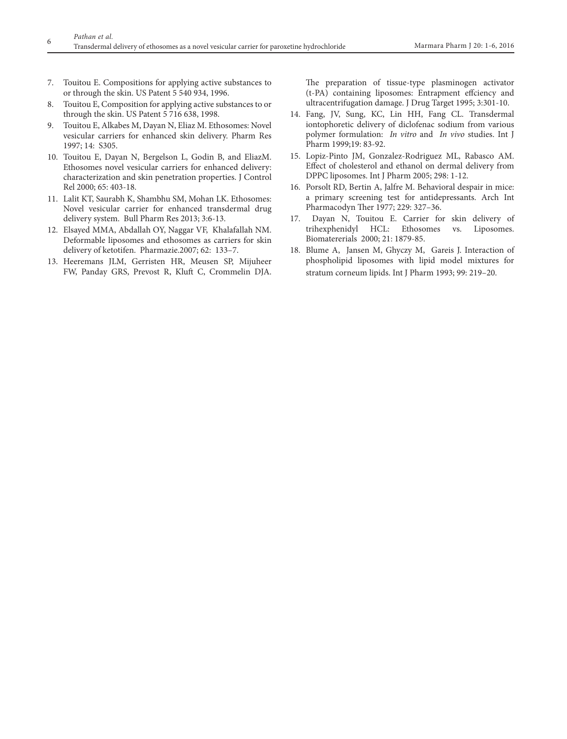7. Touitou E. Compositions for applying active substances to or through the skin. US Patent 5 540 934, 1996.
8. Touitou E, Composition for applying active substances to or through the skin. US Patent 5 716 638, 1998.
9. Touitou E, Alkabes M, Dayan N, Eliaz M. Ethosomes: Novel vesicular carriers for enhanced skin delivery. Pharm Res 1997; 14: S305.
10. Touitou E, Dayan N, Bergelson L, Godin B, and EliazM. Ethosomes novel vesicular carriers for enhanced delivery: characterization and skin penetration properties. J Control Rel 2000; 65: 403-18.
11. Lalit KT, Saurabh K, Shambhu SM, Mohan LK. Ethosomes: Novel vesicular carrier for enhanced transdermal drug delivery system. Bull Pharm Res 2013; 3:6-13.
12. Elsayed MMA, Abdallah OY, Naggar VF, Khalafallah NM. Deformable liposomes and ethosomes as carriers for skin delivery of ketotifen. Pharmazie.2007; 62: 133–7.
13. Heeremans JLM, Gerristen HR, Meusen SP, Mijuheer FW, Panday GRS, Prevost R, Kluft C, Crommelin DJA. The preparation of tissue-type plasminogen activator (t-PA) containing liposomes: Entrapment effciency and ultracentrifugation damage. J Drug Target 1995; 3:301-10.
14. Fang, JV, Sung, KC, Lin HH, Fang CL. Transdermal iontophoretic delivery of diclofenac sodium from various polymer formulation: *In vitro* and *In vivo* studies. Int J Pharm 1999;19: 83-92.
15. Lopiz-Pinto JM, Gonzalez-Rodriguez ML, Rabasco AM. Effect of cholesterol and ethanol on dermal delivery from DPPC liposomes. Int J Pharm 2005; 298: 1-12.
16. Porsolt RD, Bertin A, Jalfre M. Behavioral despair in mice: a primary screening test for antidepressants. Arch Int Pharmacodyn Ther 1977; 229: 327–36.
17. Dayan N, Touitou E. Carrier for skin delivery of trihexphenidyl HCL: Ethosomes vs. Liposomes. Biomatererials 2000; 21: 1879-85.
18. Blume A, Jansen M, Ghyczy M, Gareis J. Interaction of phospholipid liposomes with lipid model mixtures for stratum corneum lipids. Int J Pharm 1993; 99: 219–20.